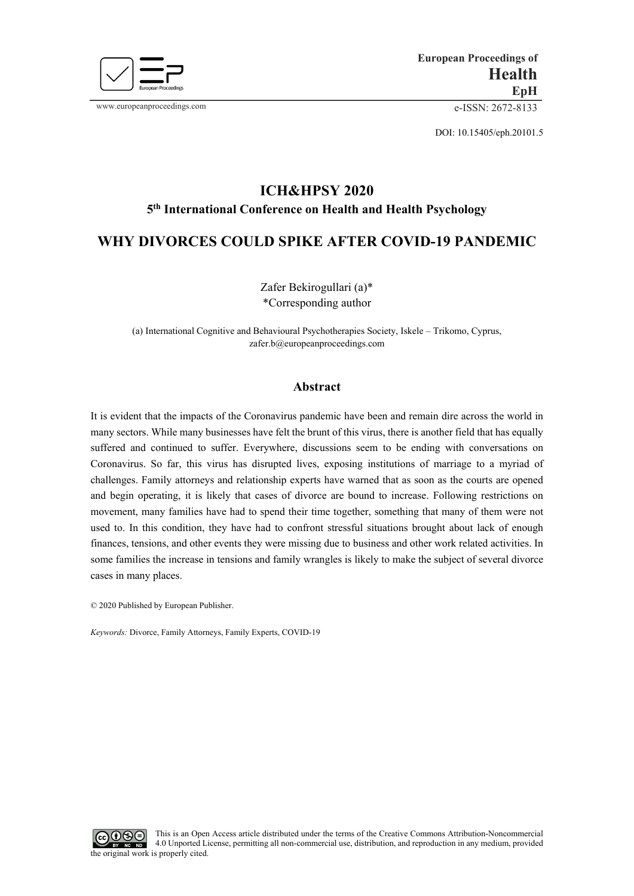European Proceedings of **Health**
**EpH**

www.europeanproceedings.com e-ISSN: 2672-8133

DOI: 10.15405/eph.20101.5

## ICH&HPSY 2020

### 5th International Conference on Health and Health Psychology

# WHY DIVORCES COULD SPIKE AFTER COVID-19 PANDEMIC

Zafer Bekirogullari (a)*
*Corresponding author

(a) International Cognitive and Behavioural Psychotherapies Society, Iskele – Trikomo, Cyprus, zafer.b@europeanproceedings.com

## Abstract

It is evident that the impacts of the Coronavirus pandemic have been and remain dire across the world in many sectors. While many businesses have felt the brunt of this virus, there is another field that has equally suffered and continued to suffer. Everywhere, discussions seem to be ending with conversations on Coronavirus. So far, this virus has disrupted lives, exposing institutions of marriage to a myriad of challenges. Family attorneys and relationship experts have warned that as soon as the courts are opened and begin operating, it is likely that cases of divorce are bound to increase. Following restrictions on movement, many families have had to spend their time together, something that many of them were not used to. In this condition, they have had to confront stressful situations brought about lack of enough finances, tensions, and other events they were missing due to business and other work related activities. In some families the increase in tensions and family wrangles is likely to make the subject of several divorce cases in many places.

© 2020 Published by European Publisher.

*Keywords:* Divorce, Family Attorneys, Family Experts, COVID-19

This is an Open Access article distributed under the terms of the Creative Commons Attribution-Noncommercial 4.0 Unported License, permitting all non-commercial use, distribution, and reproduction in any medium, provided the original work is properly cited.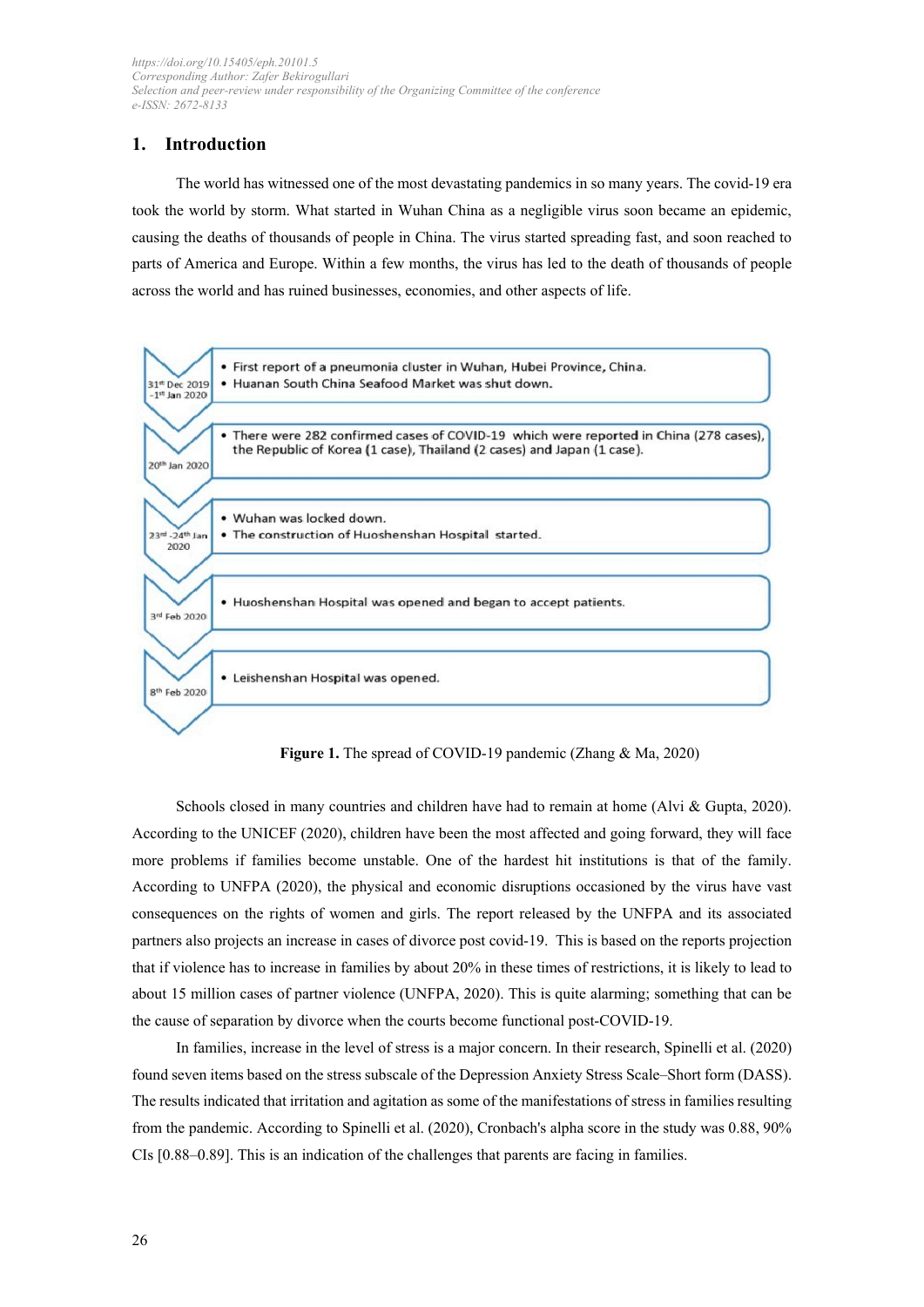## 1. Introduction

The world has witnessed one of the most devastating pandemics in so many years. The covid-19 era took the world by storm. What started in Wuhan China as a negligible virus soon became an epidemic, causing the deaths of thousands of people in China. The virus started spreading fast, and soon reached to parts of America and Europe. Within a few months, the virus has led to the death of thousands of people across the world and has ruined businesses, economies, and other aspects of life.

| Date | Events |
| --- | --- |
| 31st Dec 2019 –1st Jan 2020 | • First report of a pneumonia cluster in Wuhan, Hubei Province, China.<br>• Huanan South China Seafood Market was shut down. |
| 20th Jan 2020 | • There were 282 confirmed cases of COVID-19 which were reported in China (278 cases), the Republic of Korea (1 case), Thailand (2 cases) and Japan (1 case). |
| 23rd -24th Jan 2020 | • Wuhan was locked down.<br>• The construction of Huoshenshan Hospital started. |
| 3rd Feb 2020 | • Huoshenshan Hospital was opened and began to accept patients. |
| 8th Feb 2020 | • Leishenshan Hospital was opened. |

**Figure 1.** The spread of COVID-19 pandemic (Zhang & Ma, 2020)

Schools closed in many countries and children have had to remain at home (Alvi & Gupta, 2020). According to the UNICEF (2020), children have been the most affected and going forward, they will face more problems if families become unstable. One of the hardest hit institutions is that of the family. According to UNFPA (2020), the physical and economic disruptions occasioned by the virus have vast consequences on the rights of women and girls. The report released by the UNFPA and its associated partners also projects an increase in cases of divorce post covid-19. This is based on the reports projection that if violence has to increase in families by about 20% in these times of restrictions, it is likely to lead to about 15 million cases of partner violence (UNFPA, 2020). This is quite alarming; something that can be the cause of separation by divorce when the courts become functional post-COVID-19.

In families, increase in the level of stress is a major concern. In their research, Spinelli et al. (2020) found seven items based on the stress subscale of the Depression Anxiety Stress Scale–Short form (DASS). The results indicated that irritation and agitation as some of the manifestations of stress in families resulting from the pandemic. According to Spinelli et al. (2020), Cronbach's alpha score in the study was 0.88, 90% CIs [0.88–0.89]. This is an indication of the challenges that parents are facing in families.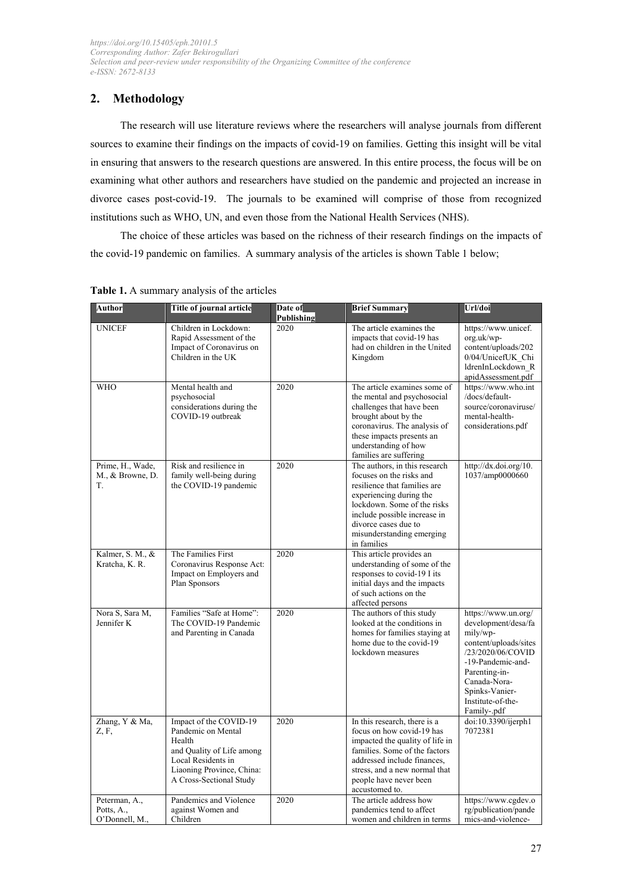## 2. Methodology

The research will use literature reviews where the researchers will analyse journals from different sources to examine their findings on the impacts of covid-19 on families. Getting this insight will be vital in ensuring that answers to the research questions are answered. In this entire process, the focus will be on examining what other authors and researchers have studied on the pandemic and projected an increase in divorce cases post-covid-19. The journals to be examined will comprise of those from recognized institutions such as WHO, UN, and even those from the National Health Services (NHS).

The choice of these articles was based on the richness of their research findings on the impacts of the covid-19 pandemic on families. A summary analysis of the articles is shown Table 1 below;

**Table 1.** A summary analysis of the articles

| Author | Title of journal article | Date of Publishing | Brief Summary | Url/doi |
|---|---|---|---|---|
| UNICEF | Children in Lockdown: Rapid Assessment of the Impact of Coronavirus on Children in the UK | 2020 | The article examines the impacts that covid-19 has had on children in the United Kingdom | https://www.unicef.org.uk/wp-content/uploads/2020/04/UnicefUK_ChildrenInLockdown_RapidAssessment.pdf |
| WHO | Mental health and psychosocial considerations during the COVID-19 outbreak | 2020 | The article examines some of the mental and psychosocial challenges that have been brought about by the coronavirus. The analysis of these impacts presents an understanding of how families are suffering | https://www.who.int/docs/default-source/coronaviruse/mental-health-considerations.pdf |
| Prime, H., Wade, M., & Browne, D. T. | Risk and resilience in family well-being during the COVID-19 pandemic | 2020 | The authors, in this research focuses on the risks and resilience that families are experiencing during the lockdown. Some of the risks include possible increase in divorce cases due to misunderstanding emerging in families | http://dx.doi.org/10.1037/amp0000660 |
| Kalmer, S. M., & Kratcha, K. R. | The Families First Coronavirus Response Act: Impact on Employers and Plan Sponsors | 2020 | This article provides an understanding of some of the responses to covid-19 I its initial days and the impacts of such actions on the affected persons | |
| Nora S, Sara M, Jennifer K | Families "Safe at Home": The COVID-19 Pandemic and Parenting in Canada | 2020 | The authors of this study looked at the conditions in homes for families staying at home due to the covid-19 lockdown measures | https://www.un.org/development/desa/family/wp-content/uploads/sites/23/2020/06/COVID-19-Pandemic-and-Parenting-in-Canada-Nora-Spinks-Vanier-Institute-of-the-Family-.pdf |
| Zhang, Y & Ma, Z, F, | Impact of the COVID-19 Pandemic on Mental Health and Quality of Life among Local Residents in Liaoning Province, China: A Cross-Sectional Study | 2020 | In this research, there is a focus on how covid-19 has impacted the quality of life in families. Some of the factors addressed include finances, stress, and a new normal that people have never been accustomed to. | doi:10.3390/ijerph17072381 |
| Peterman, A., Potts, A., O'Donnell, M., | Pandemics and Violence against Women and Children | 2020 | The article address how pandemics tend to affect women and children in terms | https://www.cgdev.org/publication/pandemics-and-violence- |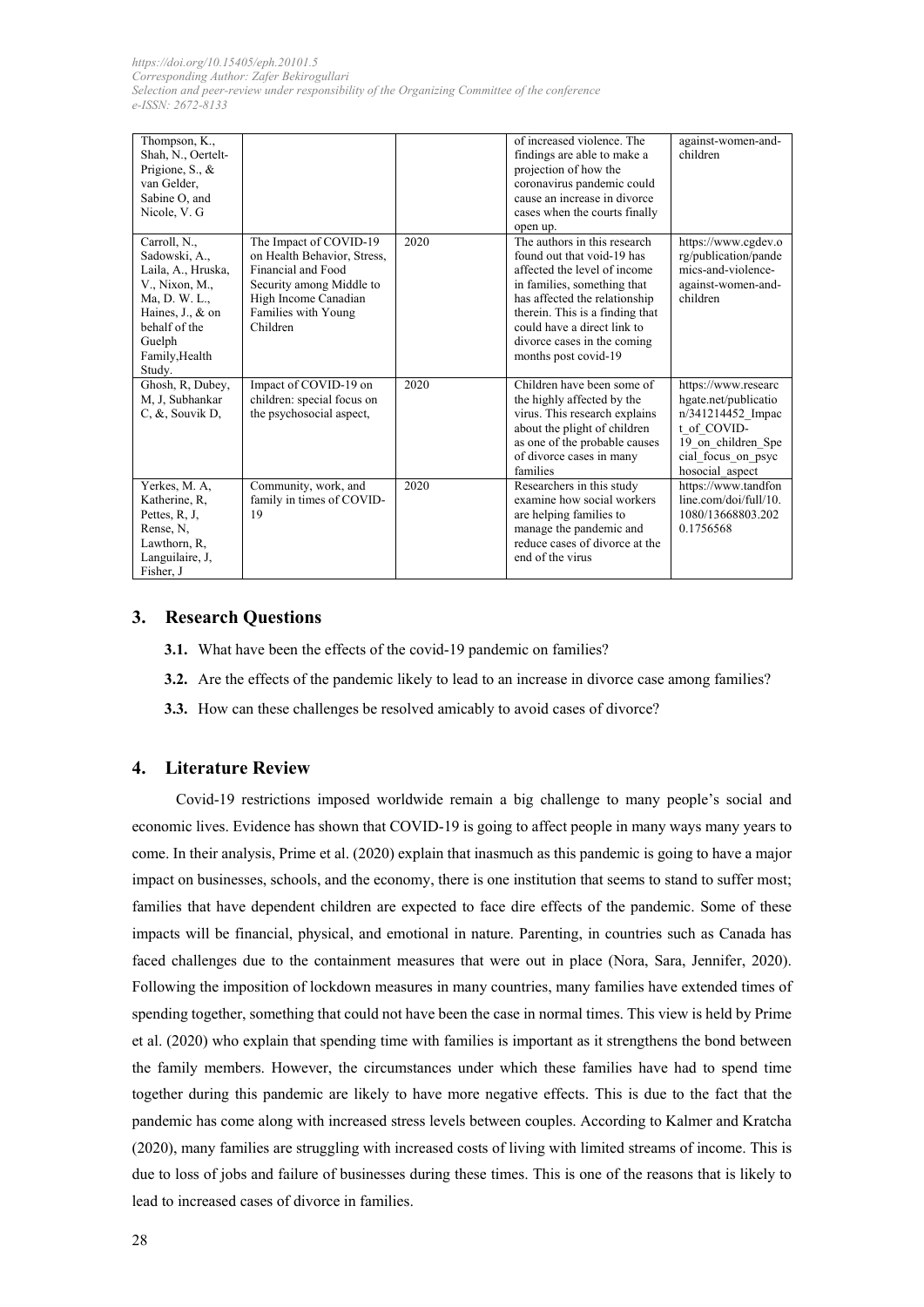| | | | | |
|---|---|---|---|---|
| Thompson, K., Shah, N., Oertelt-Prigione, S., & van Gelder, Sabine O, and Nicole, V. G | | | of increased violence. The findings are able to make a projection of how the coronavirus pandemic could cause an increase in divorce cases when the courts finally open up. | against-women-and-children |
| Carroll, N., Sadowski, A., Laila, A., Hruska, V., Nixon, M., Ma, D. W. L., Haines, J., & on behalf of the Guelph Family,Health Study. | The Impact of COVID-19 on Health Behavior, Stress, Financial and Food Security among Middle to High Income Canadian Families with Young Children | 2020 | The authors in this research found out that void-19 has affected the level of income in families, something that has affected the relationship therein. This is a finding that could have a direct link to divorce cases in the coming months post covid-19 | https://www.cgdev.org/publication/pandemics-and-violence-against-women-and-children |
| Ghosh, R, Dubey, M, J, Subhankar C, &, Souvik D, | Impact of COVID-19 on children: special focus on the psychosocial aspect, | 2020 | Children have been some of the highly affected by the virus. This research explains about the plight of children as one of the probable causes of divorce cases in many families | https://www.researchgate.net/publication/341214452_Impact_of_COVID-19_on_children_Special_focus_on_psychosocial_aspect |
| Yerkes, M. A, Katherine, R, Pettes, R, J, Rense, N, Lawthorn, R, Languilaire, J, Fisher, J | Community, work, and family in times of COVID-19 | 2020 | Researchers in this study examine how social workers are helping families to manage the pandemic and reduce cases of divorce at the end of the virus | https://www.tandfonline.com/doi/full/10.1080/13668803.2020.1756568 |

## 3. Research Questions

**3.1.** What have been the effects of the covid-19 pandemic on families?

**3.2.** Are the effects of the pandemic likely to lead to an increase in divorce case among families?

**3.3.** How can these challenges be resolved amicably to avoid cases of divorce?

## 4. Literature Review

Covid-19 restrictions imposed worldwide remain a big challenge to many people's social and economic lives. Evidence has shown that COVID-19 is going to affect people in many ways many years to come. In their analysis, Prime et al. (2020) explain that inasmuch as this pandemic is going to have a major impact on businesses, schools, and the economy, there is one institution that seems to stand to suffer most; families that have dependent children are expected to face dire effects of the pandemic. Some of these impacts will be financial, physical, and emotional in nature. Parenting, in countries such as Canada has faced challenges due to the containment measures that were out in place (Nora, Sara, Jennifer, 2020). Following the imposition of lockdown measures in many countries, many families have extended times of spending together, something that could not have been the case in normal times. This view is held by Prime et al. (2020) who explain that spending time with families is important as it strengthens the bond between the family members. However, the circumstances under which these families have had to spend time together during this pandemic are likely to have more negative effects. This is due to the fact that the pandemic has come along with increased stress levels between couples. According to Kalmer and Kratcha (2020), many families are struggling with increased costs of living with limited streams of income. This is due to loss of jobs and failure of businesses during these times. This is one of the reasons that is likely to lead to increased cases of divorce in families.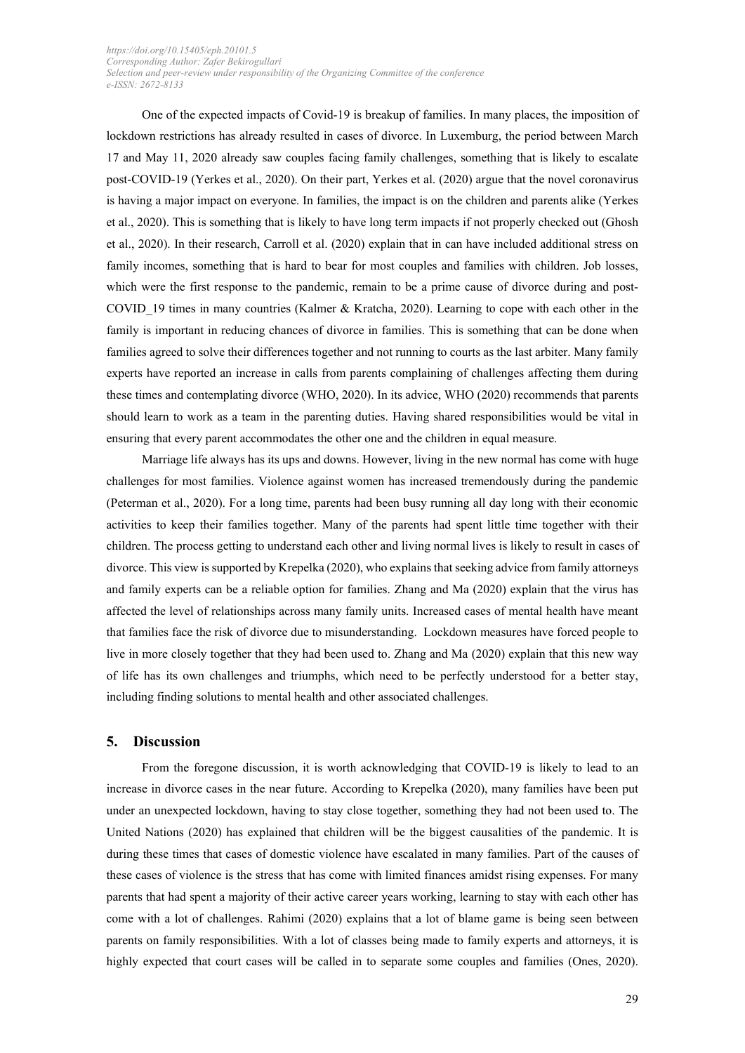One of the expected impacts of Covid-19 is breakup of families. In many places, the imposition of lockdown restrictions has already resulted in cases of divorce. In Luxemburg, the period between March 17 and May 11, 2020 already saw couples facing family challenges, something that is likely to escalate post-COVID-19 (Yerkes et al., 2020). On their part, Yerkes et al. (2020) argue that the novel coronavirus is having a major impact on everyone. In families, the impact is on the children and parents alike (Yerkes et al., 2020). This is something that is likely to have long term impacts if not properly checked out (Ghosh et al., 2020). In their research, Carroll et al. (2020) explain that in can have included additional stress on family incomes, something that is hard to bear for most couples and families with children. Job losses, which were the first response to the pandemic, remain to be a prime cause of divorce during and post-COVID_19 times in many countries (Kalmer & Kratcha, 2020). Learning to cope with each other in the family is important in reducing chances of divorce in families. This is something that can be done when families agreed to solve their differences together and not running to courts as the last arbiter. Many family experts have reported an increase in calls from parents complaining of challenges affecting them during these times and contemplating divorce (WHO, 2020). In its advice, WHO (2020) recommends that parents should learn to work as a team in the parenting duties. Having shared responsibilities would be vital in ensuring that every parent accommodates the other one and the children in equal measure.

Marriage life always has its ups and downs. However, living in the new normal has come with huge challenges for most families. Violence against women has increased tremendously during the pandemic (Peterman et al., 2020). For a long time, parents had been busy running all day long with their economic activities to keep their families together. Many of the parents had spent little time together with their children. The process getting to understand each other and living normal lives is likely to result in cases of divorce. This view is supported by Krepelka (2020), who explains that seeking advice from family attorneys and family experts can be a reliable option for families. Zhang and Ma (2020) explain that the virus has affected the level of relationships across many family units. Increased cases of mental health have meant that families face the risk of divorce due to misunderstanding. Lockdown measures have forced people to live in more closely together that they had been used to. Zhang and Ma (2020) explain that this new way of life has its own challenges and triumphs, which need to be perfectly understood for a better stay, including finding solutions to mental health and other associated challenges.

## 5. Discussion

From the foregone discussion, it is worth acknowledging that COVID-19 is likely to lead to an increase in divorce cases in the near future. According to Krepelka (2020), many families have been put under an unexpected lockdown, having to stay close together, something they had not been used to. The United Nations (2020) has explained that children will be the biggest causalities of the pandemic. It is during these times that cases of domestic violence have escalated in many families. Part of the causes of these cases of violence is the stress that has come with limited finances amidst rising expenses. For many parents that had spent a majority of their active career years working, learning to stay with each other has come with a lot of challenges. Rahimi (2020) explains that a lot of blame game is being seen between parents on family responsibilities. With a lot of classes being made to family experts and attorneys, it is highly expected that court cases will be called in to separate some couples and families (Ones, 2020).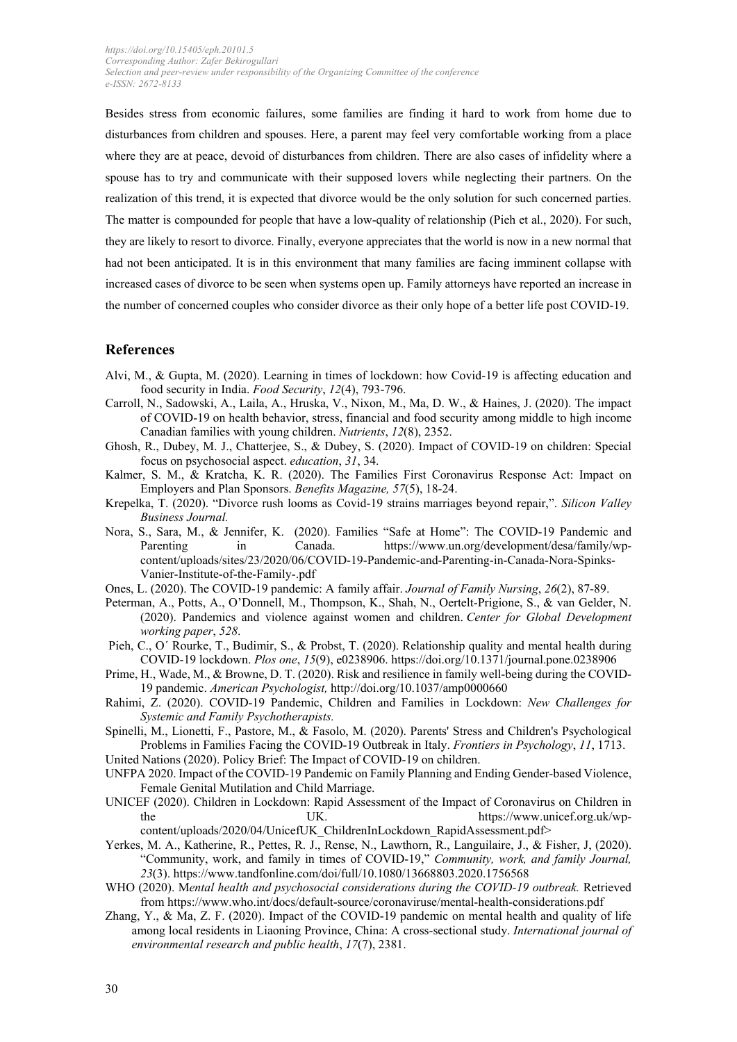Besides stress from economic failures, some families are finding it hard to work from home due to disturbances from children and spouses. Here, a parent may feel very comfortable working from a place where they are at peace, devoid of disturbances from children. There are also cases of infidelity where a spouse has to try and communicate with their supposed lovers while neglecting their partners. On the realization of this trend, it is expected that divorce would be the only solution for such concerned parties. The matter is compounded for people that have a low-quality of relationship (Pieh et al., 2020). For such, they are likely to resort to divorce. Finally, everyone appreciates that the world is now in a new normal that had not been anticipated. It is in this environment that many families are facing imminent collapse with increased cases of divorce to be seen when systems open up. Family attorneys have reported an increase in the number of concerned couples who consider divorce as their only hope of a better life post COVID-19.

## References

Alvi, M., & Gupta, M. (2020). Learning in times of lockdown: how Covid-19 is affecting education and food security in India. *Food Security*, *12*(4), 793-796.

Carroll, N., Sadowski, A., Laila, A., Hruska, V., Nixon, M., Ma, D. W., & Haines, J. (2020). The impact of COVID-19 on health behavior, stress, financial and food security among middle to high income Canadian families with young children. *Nutrients*, *12*(8), 2352.

Ghosh, R., Dubey, M. J., Chatterjee, S., & Dubey, S. (2020). Impact of COVID-19 on children: Special focus on psychosocial aspect. *education*, *31*, 34.

Kalmer, S. M., & Kratcha, K. R. (2020). The Families First Coronavirus Response Act: Impact on Employers and Plan Sponsors. *Benefits Magazine, 57*(5), 18-24.

Krepelka, T. (2020). "Divorce rush looms as Covid-19 strains marriages beyond repair,". *Silicon Valley Business Journal.*

Nora, S., Sara, M., & Jennifer, K. (2020). Families "Safe at Home": The COVID-19 Pandemic and Parenting in Canada. https://www.un.org/development/desa/family/wp-content/uploads/sites/23/2020/06/COVID-19-Pandemic-and-Parenting-in-Canada-Nora-Spinks-Vanier-Institute-of-the-Family-.pdf

Ones, L. (2020). The COVID-19 pandemic: A family affair. *Journal of Family Nursing*, *26*(2), 87-89.

Peterman, A., Potts, A., O'Donnell, M., Thompson, K., Shah, N., Oertelt-Prigione, S., & van Gelder, N. (2020). Pandemics and violence against women and children. *Center for Global Development working paper*, *528*.

Pieh, C., O´ Rourke, T., Budimir, S., & Probst, T. (2020). Relationship quality and mental health during COVID-19 lockdown. *Plos one*, *15*(9), e0238906. https://doi.org/10.1371/journal.pone.0238906

Prime, H., Wade, M., & Browne, D. T. (2020). Risk and resilience in family well-being during the COVID-19 pandemic. *American Psychologist,* http://doi.org/10.1037/amp0000660

Rahimi, Z. (2020). COVID-19 Pandemic, Children and Families in Lockdown: *New Challenges for Systemic and Family Psychotherapists.*

Spinelli, M., Lionetti, F., Pastore, M., & Fasolo, M. (2020). Parents' Stress and Children's Psychological Problems in Families Facing the COVID-19 Outbreak in Italy. *Frontiers in Psychology*, *11*, 1713.

United Nations (2020). Policy Brief: The Impact of COVID-19 on children.

UNFPA 2020. Impact of the COVID-19 Pandemic on Family Planning and Ending Gender-based Violence, Female Genital Mutilation and Child Marriage.

UNICEF (2020). Children in Lockdown: Rapid Assessment of the Impact of Coronavirus on Children in the UK. https://www.unicef.org.uk/wp-content/uploads/2020/04/UnicefUK_ChildrenInLockdown_RapidAssessment.pdf>

Yerkes, M. A., Katherine, R., Pettes, R. J., Rense, N., Lawthorn, R., Languilaire, J., & Fisher, J, (2020). "Community, work, and family in times of COVID-19," *Community, work, and family Journal, 23*(3). https://www.tandfonline.com/doi/full/10.1080/13668803.2020.1756568

WHO (2020). M*ental health and psychosocial considerations during the COVID-19 outbreak.* Retrieved from https://www.who.int/docs/default-source/coronaviruse/mental-health-considerations.pdf

Zhang, Y., & Ma, Z. F. (2020). Impact of the COVID-19 pandemic on mental health and quality of life among local residents in Liaoning Province, China: A cross-sectional study. *International journal of environmental research and public health*, *17*(7), 2381.